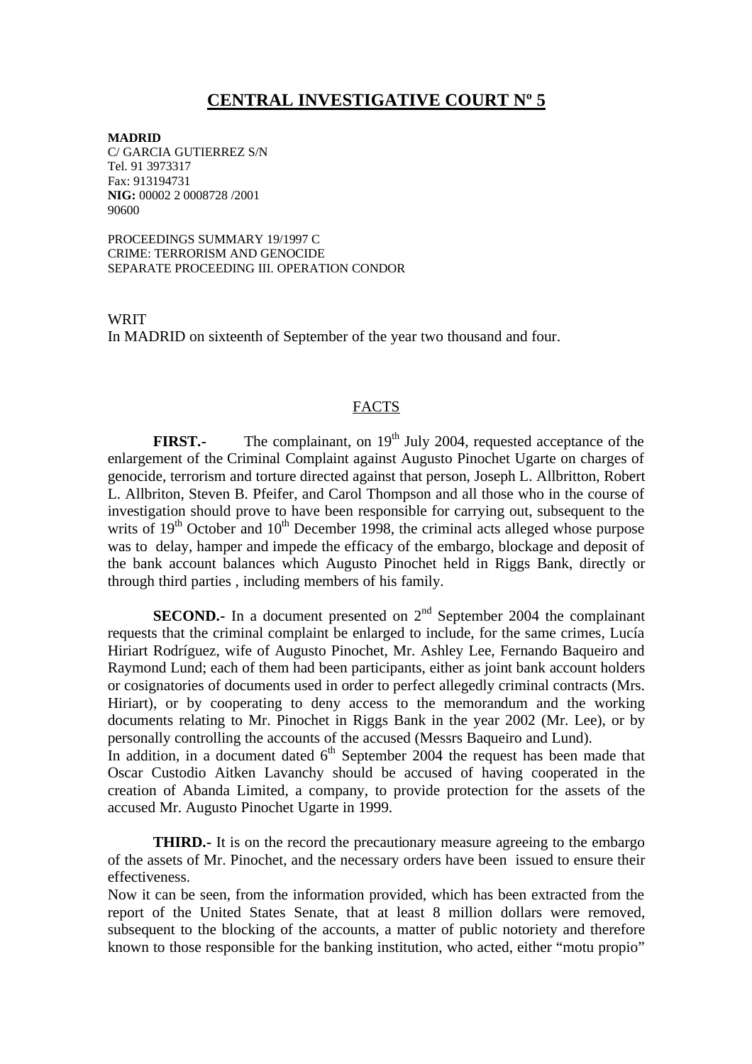# CENTRAL INVESTIGATIVE COURT Nº 5

**MADRID**
C/ GARCIA GUTIERREZ S/N
Tel. 91 3973317
Fax: 913194731
**NIG:** 00002 2 0008728 /2001
90600

PROCEEDINGS SUMMARY 19/1997 C
CRIME: TERRORISM AND GENOCIDE
SEPARATE PROCEEDING III. OPERATION CONDOR

WRIT
In MADRID on sixteenth of September of the year two thousand and four.

## FACTS

**FIRST.-** The complainant, on 19th July 2004, requested acceptance of the enlargement of the Criminal Complaint against Augusto Pinochet Ugarte on charges of genocide, terrorism and torture directed against that person, Joseph L. Allbritton, Robert L. Allbriton, Steven B. Pfeifer, and Carol Thompson and all those who in the course of investigation should prove to have been responsible for carrying out, subsequent to the writs of 19th October and 10th December 1998, the criminal acts alleged whose purpose was to delay, hamper and impede the efficacy of the embargo, blockage and deposit of the bank account balances which Augusto Pinochet held in Riggs Bank, directly or through third parties , including members of his family.

**SECOND.-** In a document presented on 2nd September 2004 the complainant requests that the criminal complaint be enlarged to include, for the same crimes, Lucía Hiriart Rodríguez, wife of Augusto Pinochet, Mr. Ashley Lee, Fernando Baqueiro and Raymond Lund; each of them had been participants, either as joint bank account holders or cosignatories of documents used in order to perfect allegedly criminal contracts (Mrs. Hiriart), or by cooperating to deny access to the memorandum and the working documents relating to Mr. Pinochet in Riggs Bank in the year 2002 (Mr. Lee), or by personally controlling the accounts of the accused (Messrs Baqueiro and Lund).
In addition, in a document dated 6th September 2004 the request has been made that Oscar Custodio Aitken Lavanchy should be accused of having cooperated in the creation of Abanda Limited, a company, to provide protection for the assets of the accused Mr. Augusto Pinochet Ugarte in 1999.

**THIRD.-** It is on the record the precautionary measure agreeing to the embargo of the assets of Mr. Pinochet, and the necessary orders have been issued to ensure their effectiveness.
Now it can be seen, from the information provided, which has been extracted from the report of the United States Senate, that at least 8 million dollars were removed, subsequent to the blocking of the accounts, a matter of public notoriety and therefore known to those responsible for the banking institution, who acted, either "motu propio"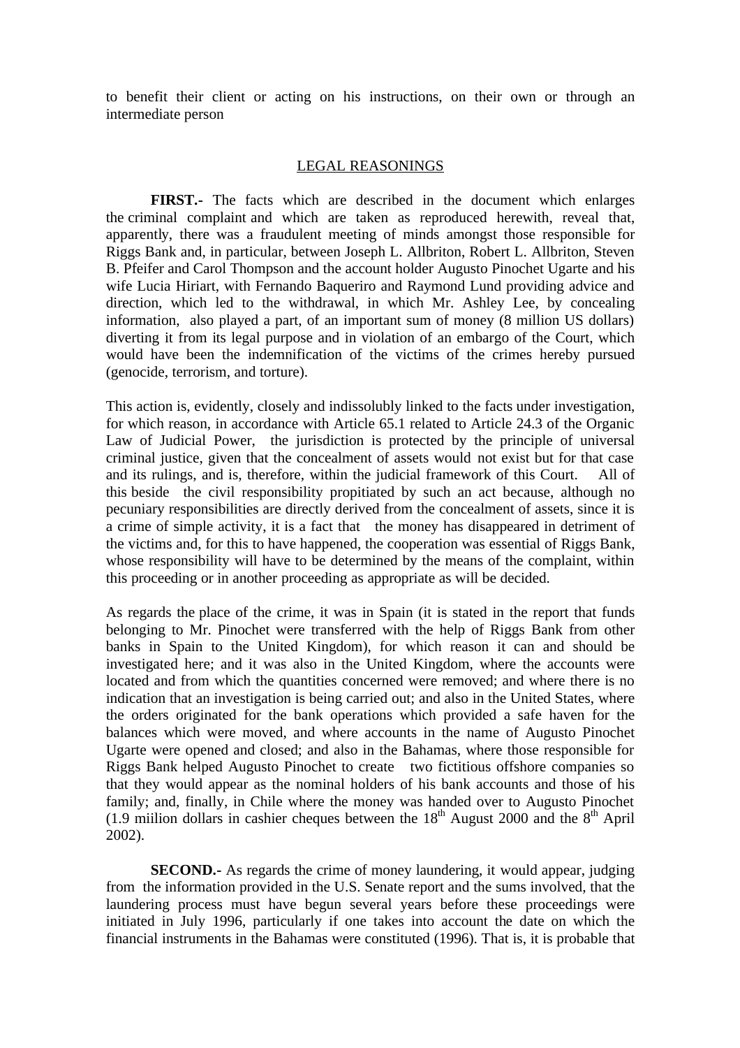to benefit their client or acting on his instructions, on their own or through an intermediate person

## LEGAL REASONINGS

**FIRST.-** The facts which are described in the document which enlarges the criminal complaint and which are taken as reproduced herewith, reveal that, apparently, there was a fraudulent meeting of minds amongst those responsible for Riggs Bank and, in particular, between Joseph L. Allbriton, Robert L. Allbriton, Steven B. Pfeifer and Carol Thompson and the account holder Augusto Pinochet Ugarte and his wife Lucia Hiriart, with Fernando Baqueriro and Raymond Lund providing advice and direction, which led to the withdrawal, in which Mr. Ashley Lee, by concealing information, also played a part, of an important sum of money (8 million US dollars) diverting it from its legal purpose and in violation of an embargo of the Court, which would have been the indemnification of the victims of the crimes hereby pursued (genocide, terrorism, and torture).

This action is, evidently, closely and indissolubly linked to the facts under investigation, for which reason, in accordance with Article 65.1 related to Article 24.3 of the Organic Law of Judicial Power, the jurisdiction is protected by the principle of universal criminal justice, given that the concealment of assets would not exist but for that case and its rulings, and is, therefore, within the judicial framework of this Court. All of this beside the civil responsibility propitiated by such an act because, although no pecuniary responsibilities are directly derived from the concealment of assets, since it is a crime of simple activity, it is a fact that the money has disappeared in detriment of the victims and, for this to have happened, the cooperation was essential of Riggs Bank, whose responsibility will have to be determined by the means of the complaint, within this proceeding or in another proceeding as appropriate as will be decided.

As regards the place of the crime, it was in Spain (it is stated in the report that funds belonging to Mr. Pinochet were transferred with the help of Riggs Bank from other banks in Spain to the United Kingdom), for which reason it can and should be investigated here; and it was also in the United Kingdom, where the accounts were located and from which the quantities concerned were removed; and where there is no indication that an investigation is being carried out; and also in the United States, where the orders originated for the bank operations which provided a safe haven for the balances which were moved, and where accounts in the name of Augusto Pinochet Ugarte were opened and closed; and also in the Bahamas, where those responsible for Riggs Bank helped Augusto Pinochet to create two fictitious offshore companies so that they would appear as the nominal holders of his bank accounts and those of his family; and, finally, in Chile where the money was handed over to Augusto Pinochet (1.9 miilion dollars in cashier cheques between the 18th August 2000 and the 8th April 2002).

**SECOND.-** As regards the crime of money laundering, it would appear, judging from the information provided in the U.S. Senate report and the sums involved, that the laundering process must have begun several years before these proceedings were initiated in July 1996, particularly if one takes into account the date on which the financial instruments in the Bahamas were constituted (1996). That is, it is probable that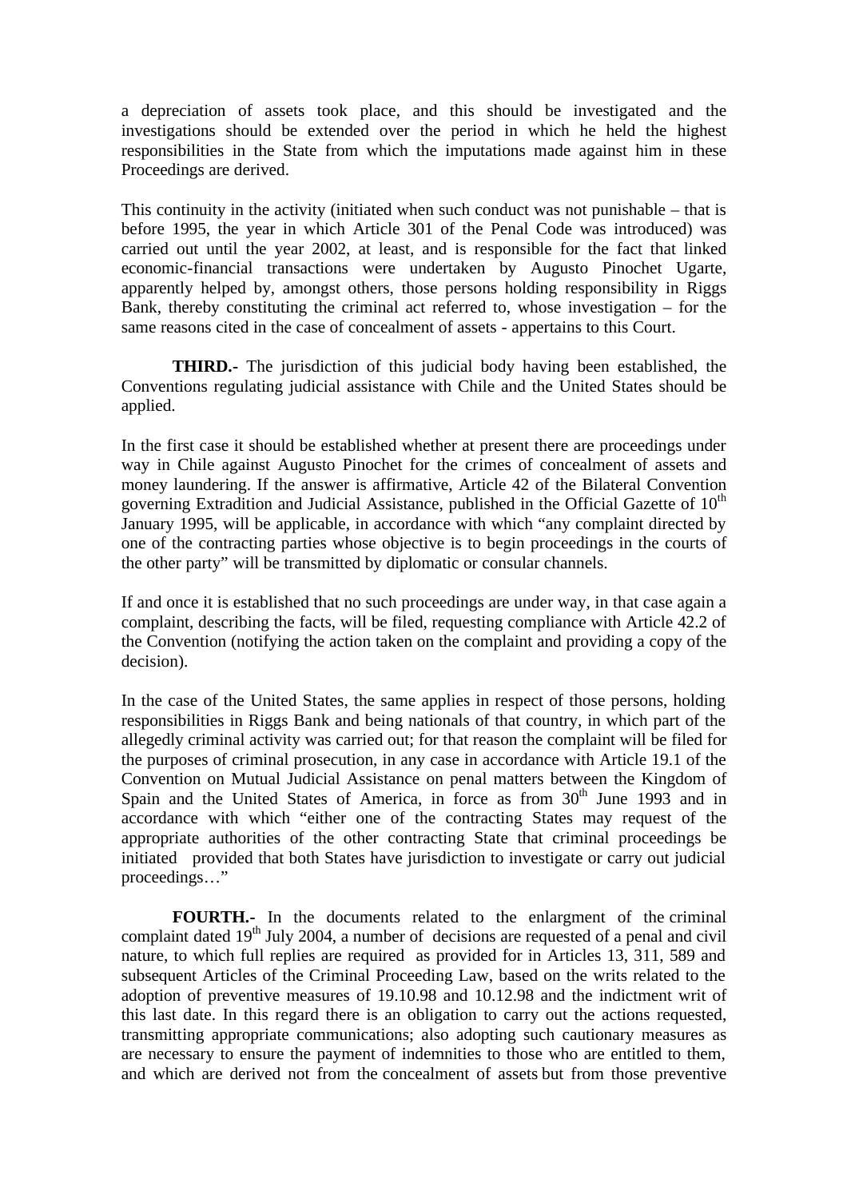a depreciation of assets took place, and this should be investigated and the investigations should be extended over the period in which he held the highest responsibilities in the State from which the imputations made against him in these Proceedings are derived.

This continuity in the activity (initiated when such conduct was not punishable – that is before 1995, the year in which Article 301 of the Penal Code was introduced) was carried out until the year 2002, at least, and is responsible for the fact that linked economic-financial transactions were undertaken by Augusto Pinochet Ugarte, apparently helped by, amongst others, those persons holding responsibility in Riggs Bank, thereby constituting the criminal act referred to, whose investigation – for the same reasons cited in the case of concealment of assets - appertains to this Court.

**THIRD.-** The jurisdiction of this judicial body having been established, the Conventions regulating judicial assistance with Chile and the United States should be applied.

In the first case it should be established whether at present there are proceedings under way in Chile against Augusto Pinochet for the crimes of concealment of assets and money laundering. If the answer is affirmative, Article 42 of the Bilateral Convention governing Extradition and Judicial Assistance, published in the Official Gazette of 10th January 1995, will be applicable, in accordance with which "any complaint directed by one of the contracting parties whose objective is to begin proceedings in the courts of the other party" will be transmitted by diplomatic or consular channels.

If and once it is established that no such proceedings are under way, in that case again a complaint, describing the facts, will be filed, requesting compliance with Article 42.2 of the Convention (notifying the action taken on the complaint and providing a copy of the decision).

In the case of the United States, the same applies in respect of those persons, holding responsibilities in Riggs Bank and being nationals of that country, in which part of the allegedly criminal activity was carried out; for that reason the complaint will be filed for the purposes of criminal prosecution, in any case in accordance with Article 19.1 of the Convention on Mutual Judicial Assistance on penal matters between the Kingdom of Spain and the United States of America, in force as from 30th June 1993 and in accordance with which "either one of the contracting States may request of the appropriate authorities of the other contracting State that criminal proceedings be initiated provided that both States have jurisdiction to investigate or carry out judicial proceedings…"

**FOURTH.-** In the documents related to the enlargment of the criminal complaint dated 19th July 2004, a number of decisions are requested of a penal and civil nature, to which full replies are required as provided for in Articles 13, 311, 589 and subsequent Articles of the Criminal Proceeding Law, based on the writs related to the adoption of preventive measures of 19.10.98 and 10.12.98 and the indictment writ of this last date. In this regard there is an obligation to carry out the actions requested, transmitting appropriate communications; also adopting such cautionary measures as are necessary to ensure the payment of indemnities to those who are entitled to them, and which are derived not from the concealment of assets but from those preventive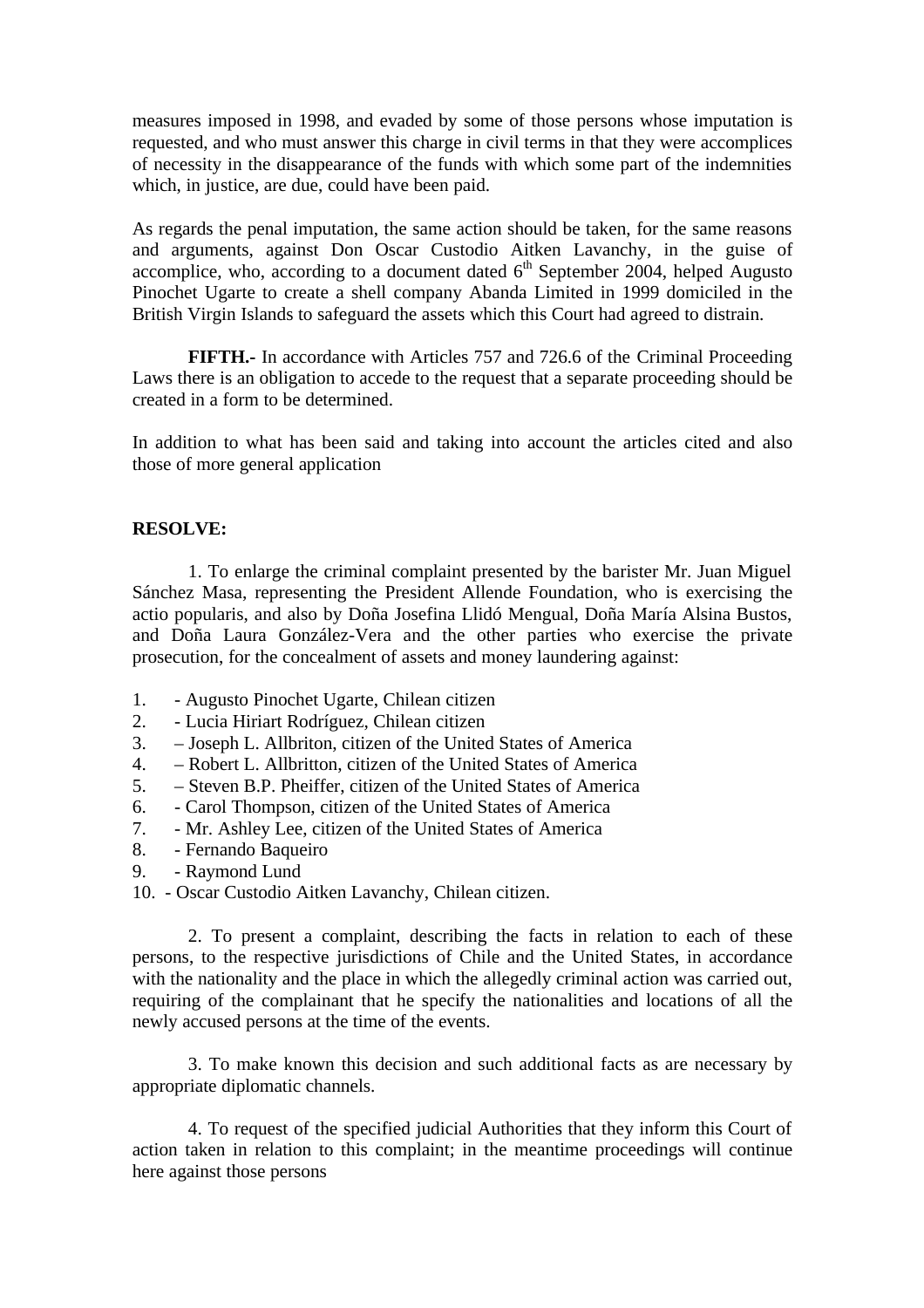measures imposed in 1998, and evaded by some of those persons whose imputation is requested, and who must answer this charge in civil terms in that they were accomplices of necessity in the disappearance of the funds with which some part of the indemnities which, in justice, are due, could have been paid.

As regards the penal imputation, the same action should be taken, for the same reasons and arguments, against Don Oscar Custodio Aitken Lavanchy, in the guise of accomplice, who, according to a document dated 6th September 2004, helped Augusto Pinochet Ugarte to create a shell company Abanda Limited in 1999 domiciled in the British Virgin Islands to safeguard the assets which this Court had agreed to distrain.

**FIFTH.-** In accordance with Articles 757 and 726.6 of the Criminal Proceeding Laws there is an obligation to accede to the request that a separate proceeding should be created in a form to be determined.

In addition to what has been said and taking into account the articles cited and also those of more general application

**RESOLVE:**

1. To enlarge the criminal complaint presented by the barister Mr. Juan Miguel Sánchez Masa, representing the President Allende Foundation, who is exercising the actio popularis, and also by Doña Josefina Llidó Mengual, Doña María Alsina Bustos, and Doña Laura González-Vera and the other parties who exercise the private prosecution, for the concealment of assets and money laundering against:

1. - Augusto Pinochet Ugarte, Chilean citizen
2. - Lucia Hiriart Rodríguez, Chilean citizen
3. – Joseph L. Allbriton, citizen of the United States of America
4. – Robert L. Allbritton, citizen of the United States of America
5. – Steven B.P. Pheiffer, citizen of the United States of America
6. - Carol Thompson, citizen of the United States of America
7. - Mr. Ashley Lee, citizen of the United States of America
8. - Fernando Baqueiro
9. - Raymond Lund
10. - Oscar Custodio Aitken Lavanchy, Chilean citizen.

2. To present a complaint, describing the facts in relation to each of these persons, to the respective jurisdictions of Chile and the United States, in accordance with the nationality and the place in which the allegedly criminal action was carried out, requiring of the complainant that he specify the nationalities and locations of all the newly accused persons at the time of the events.

3. To make known this decision and such additional facts as are necessary by appropriate diplomatic channels.

4. To request of the specified judicial Authorities that they inform this Court of action taken in relation to this complaint; in the meantime proceedings will continue here against those persons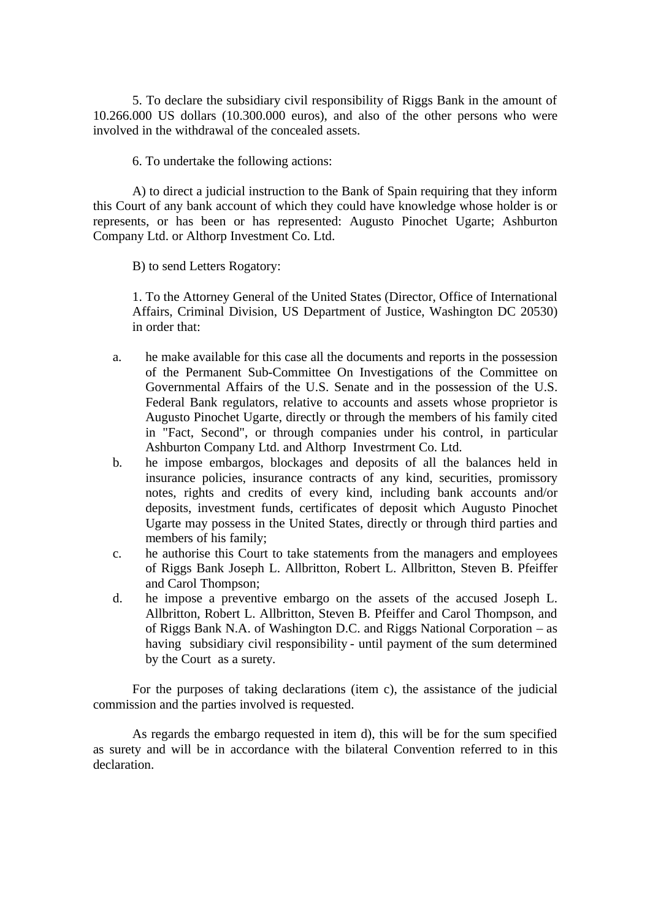5. To declare the subsidiary civil responsibility of Riggs Bank in the amount of 10.266.000 US dollars (10.300.000 euros), and also of the other persons who were involved in the withdrawal of the concealed assets.

6. To undertake the following actions:

A) to direct a judicial instruction to the Bank of Spain requiring that they inform this Court of any bank account of which they could have knowledge whose holder is or represents, or has been or has represented: Augusto Pinochet Ugarte; Ashburton Company Ltd. or Althorp Investment Co. Ltd.

B) to send Letters Rogatory:

1. To the Attorney General of the United States (Director, Office of International Affairs, Criminal Division, US Department of Justice, Washington DC 20530) in order that:

a. he make available for this case all the documents and reports in the possession of the Permanent Sub-Committee On Investigations of the Committee on Governmental Affairs of the U.S. Senate and in the possession of the U.S. Federal Bank regulators, relative to accounts and assets whose proprietor is Augusto Pinochet Ugarte, directly or through the members of his family cited in "Fact, Second", or through companies under his control, in particular Ashburton Company Ltd. and Althorp Investrment Co. Ltd.
b. he impose embargos, blockages and deposits of all the balances held in insurance policies, insurance contracts of any kind, securities, promissory notes, rights and credits of every kind, including bank accounts and/or deposits, investment funds, certificates of deposit which Augusto Pinochet Ugarte may possess in the United States, directly or through third parties and members of his family;
c. he authorise this Court to take statements from the managers and employees of Riggs Bank Joseph L. Allbritton, Robert L. Allbritton, Steven B. Pfeiffer and Carol Thompson;
d. he impose a preventive embargo on the assets of the accused Joseph L. Allbritton, Robert L. Allbritton, Steven B. Pfeiffer and Carol Thompson, and of Riggs Bank N.A. of Washington D.C. and Riggs National Corporation – as having subsidiary civil responsibility - until payment of the sum determined by the Court as a surety.

For the purposes of taking declarations (item c), the assistance of the judicial commission and the parties involved is requested.

As regards the embargo requested in item d), this will be for the sum specified as surety and will be in accordance with the bilateral Convention referred to in this declaration.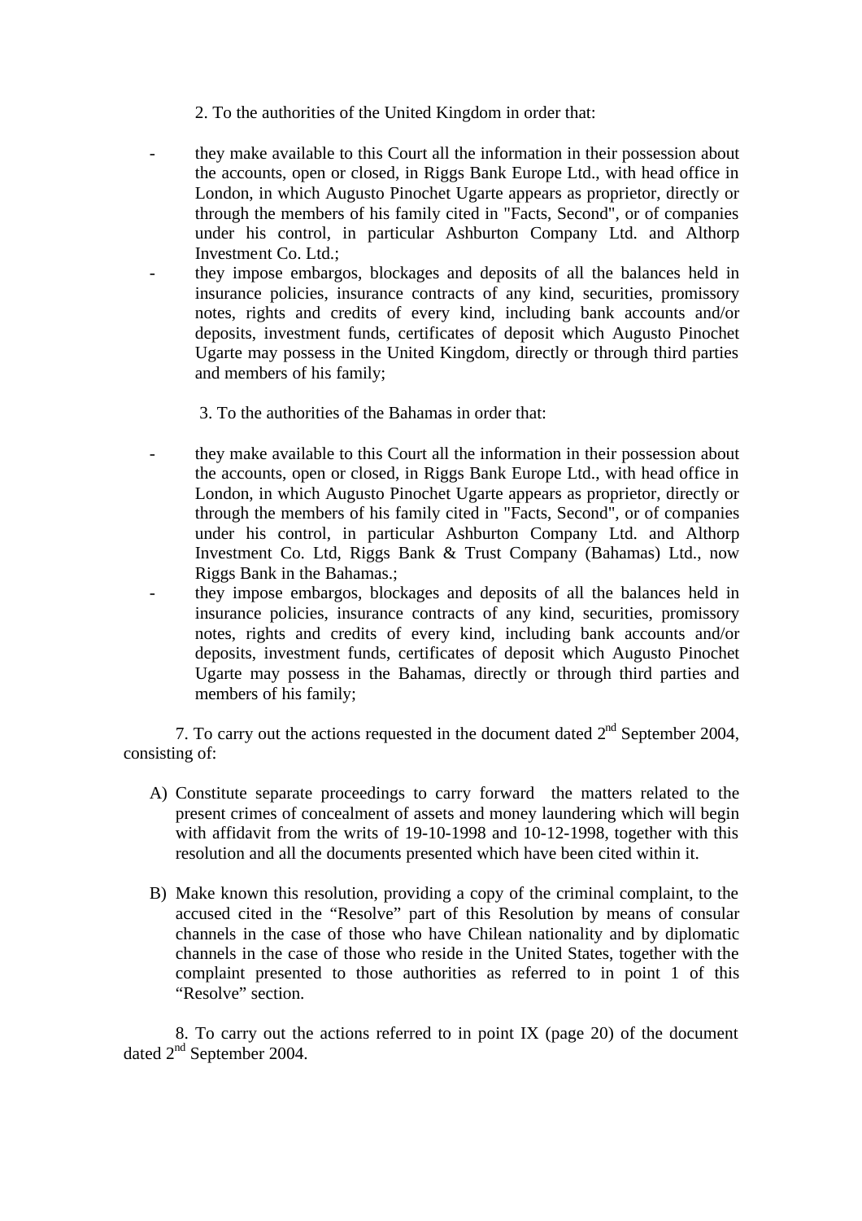2. To the authorities of the United Kingdom in order that:

- they make available to this Court all the information in their possession about the accounts, open or closed, in Riggs Bank Europe Ltd., with head office in London, in which Augusto Pinochet Ugarte appears as proprietor, directly or through the members of his family cited in "Facts, Second", or of companies under his control, in particular Ashburton Company Ltd. and Althorp Investment Co. Ltd.;
- they impose embargos, blockages and deposits of all the balances held in insurance policies, insurance contracts of any kind, securities, promissory notes, rights and credits of every kind, including bank accounts and/or deposits, investment funds, certificates of deposit which Augusto Pinochet Ugarte may possess in the United Kingdom, directly or through third parties and members of his family;

3. To the authorities of the Bahamas in order that:

- they make available to this Court all the information in their possession about the accounts, open or closed, in Riggs Bank Europe Ltd., with head office in London, in which Augusto Pinochet Ugarte appears as proprietor, directly or through the members of his family cited in "Facts, Second", or of companies under his control, in particular Ashburton Company Ltd. and Althorp Investment Co. Ltd, Riggs Bank & Trust Company (Bahamas) Ltd., now Riggs Bank in the Bahamas.;
- they impose embargos, blockages and deposits of all the balances held in insurance policies, insurance contracts of any kind, securities, promissory notes, rights and credits of every kind, including bank accounts and/or deposits, investment funds, certificates of deposit which Augusto Pinochet Ugarte may possess in the Bahamas, directly or through third parties and members of his family;

7. To carry out the actions requested in the document dated 2nd September 2004, consisting of:

A) Constitute separate proceedings to carry forward the matters related to the present crimes of concealment of assets and money laundering which will begin with affidavit from the writs of 19-10-1998 and 10-12-1998, together with this resolution and all the documents presented which have been cited within it.

B) Make known this resolution, providing a copy of the criminal complaint, to the accused cited in the "Resolve" part of this Resolution by means of consular channels in the case of those who have Chilean nationality and by diplomatic channels in the case of those who reside in the United States, together with the complaint presented to those authorities as referred to in point 1 of this "Resolve" section.

8. To carry out the actions referred to in point IX (page 20) of the document dated 2nd September 2004.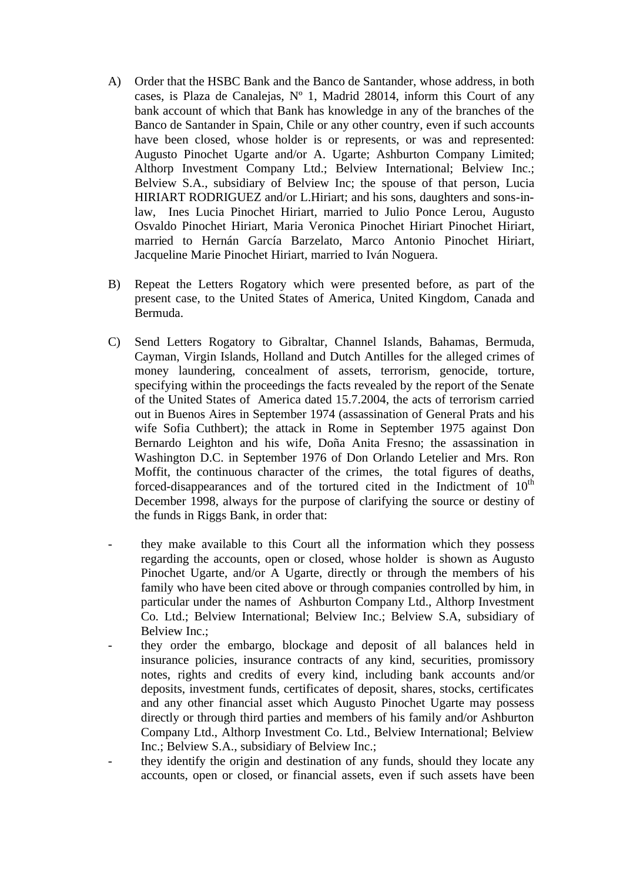A) Order that the HSBC Bank and the Banco de Santander, whose address, in both cases, is Plaza de Canalejas, Nº 1, Madrid 28014, inform this Court of any bank account of which that Bank has knowledge in any of the branches of the Banco de Santander in Spain, Chile or any other country, even if such accounts have been closed, whose holder is or represents, or was and represented: Augusto Pinochet Ugarte and/or A. Ugarte; Ashburton Company Limited; Althorp Investment Company Ltd.; Belview International; Belview Inc.; Belview S.A., subsidiary of Belview Inc; the spouse of that person, Lucia HIRIART RODRIGUEZ and/or L.Hiriart; and his sons, daughters and sons-in-law, Ines Lucia Pinochet Hiriart, married to Julio Ponce Lerou, Augusto Osvaldo Pinochet Hiriart, Maria Veronica Pinochet Hiriart Pinochet Hiriart, married to Hernán García Barzelato, Marco Antonio Pinochet Hiriart, Jacqueline Marie Pinochet Hiriart, married to Iván Noguera.

B) Repeat the Letters Rogatory which were presented before, as part of the present case, to the United States of America, United Kingdom, Canada and Bermuda.

C) Send Letters Rogatory to Gibraltar, Channel Islands, Bahamas, Bermuda, Cayman, Virgin Islands, Holland and Dutch Antilles for the alleged crimes of money laundering, concealment of assets, terrorism, genocide, torture, specifying within the proceedings the facts revealed by the report of the Senate of the United States of America dated 15.7.2004, the acts of terrorism carried out in Buenos Aires in September 1974 (assassination of General Prats and his wife Sofia Cuthbert); the attack in Rome in September 1975 against Don Bernardo Leighton and his wife, Doña Anita Fresno; the assassination in Washington D.C. in September 1976 of Don Orlando Letelier and Mrs. Ron Moffit, the continuous character of the crimes, the total figures of deaths, forced-disappearances and of the tortured cited in the Indictment of 10th December 1998, always for the purpose of clarifying the source or destiny of the funds in Riggs Bank, in order that:

- they make available to this Court all the information which they possess regarding the accounts, open or closed, whose holder is shown as Augusto Pinochet Ugarte, and/or A Ugarte, directly or through the members of his family who have been cited above or through companies controlled by him, in particular under the names of Ashburton Company Ltd., Althorp Investment Co. Ltd.; Belview International; Belview Inc.; Belview S.A, subsidiary of Belview Inc.;
- they order the embargo, blockage and deposit of all balances held in insurance policies, insurance contracts of any kind, securities, promissory notes, rights and credits of every kind, including bank accounts and/or deposits, investment funds, certificates of deposit, shares, stocks, certificates and any other financial asset which Augusto Pinochet Ugarte may possess directly or through third parties and members of his family and/or Ashburton Company Ltd., Althorp Investment Co. Ltd., Belview International; Belview Inc.; Belview S.A., subsidiary of Belview Inc.;
- they identify the origin and destination of any funds, should they locate any accounts, open or closed, or financial assets, even if such assets have been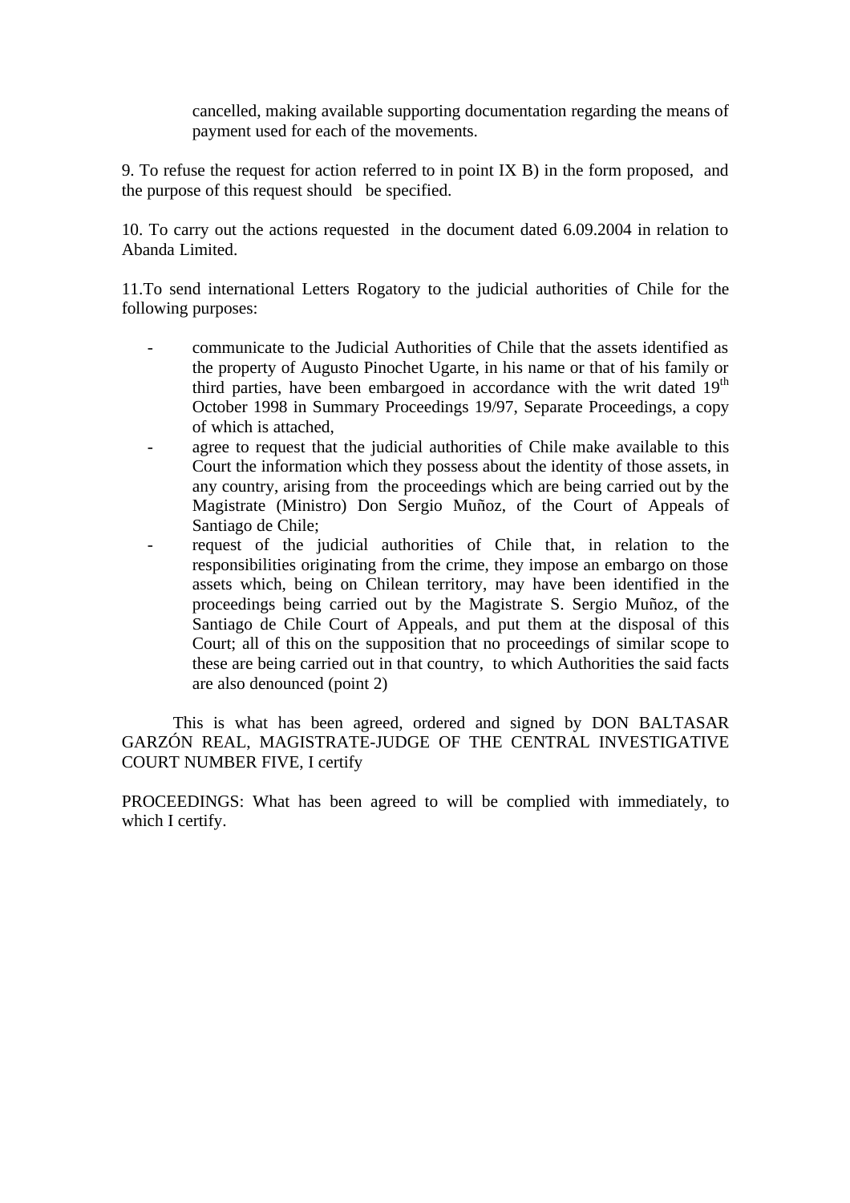cancelled, making available supporting documentation regarding the means of payment used for each of the movements.

9. To refuse the request for action referred to in point IX B) in the form proposed, and the purpose of this request should be specified.

10. To carry out the actions requested in the document dated 6.09.2004 in relation to Abanda Limited.

11.To send international Letters Rogatory to the judicial authorities of Chile for the following purposes:

- communicate to the Judicial Authorities of Chile that the assets identified as the property of Augusto Pinochet Ugarte, in his name or that of his family or third parties, have been embargoed in accordance with the writ dated 19th October 1998 in Summary Proceedings 19/97, Separate Proceedings, a copy of which is attached,
- agree to request that the judicial authorities of Chile make available to this Court the information which they possess about the identity of those assets, in any country, arising from the proceedings which are being carried out by the Magistrate (Ministro) Don Sergio Muñoz, of the Court of Appeals of Santiago de Chile;
- request of the judicial authorities of Chile that, in relation to the responsibilities originating from the crime, they impose an embargo on those assets which, being on Chilean territory, may have been identified in the proceedings being carried out by the Magistrate S. Sergio Muñoz, of the Santiago de Chile Court of Appeals, and put them at the disposal of this Court; all of this on the supposition that no proceedings of similar scope to these are being carried out in that country, to which Authorities the said facts are also denounced (point 2)

This is what has been agreed, ordered and signed by DON BALTASAR GARZÓN REAL, MAGISTRATE-JUDGE OF THE CENTRAL INVESTIGATIVE COURT NUMBER FIVE, I certify

PROCEEDINGS: What has been agreed to will be complied with immediately, to which I certify.